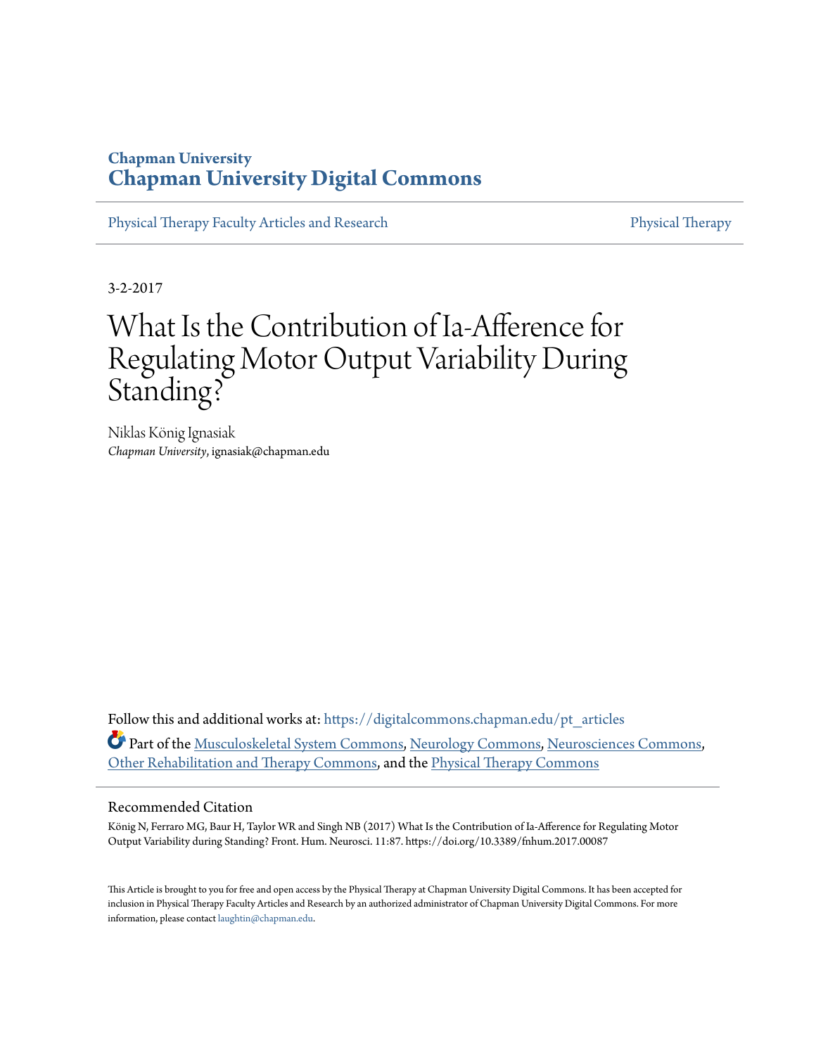Chapman University

# Chapman University Digital Commons

Physical Therapy Faculty Articles and Research | Physical Therapy

3-2-2017

# What Is the Contribution of Ia-Afference for Regulating Motor Output Variability During Standing?

Niklas König Ignasiak
*Chapman University*, ignasiak@chapman.edu

Follow this and additional works at: https://digitalcommons.chapman.edu/pt_articles

Part of the Musculoskeletal System Commons, Neurology Commons, Neurosciences Commons, Other Rehabilitation and Therapy Commons, and the Physical Therapy Commons

## Recommended Citation

König N, Ferraro MG, Baur H, Taylor WR and Singh NB (2017) What Is the Contribution of Ia-Afference for Regulating Motor Output Variability during Standing? Front. Hum. Neurosci. 11:87. https://doi.org/10.3389/fnhum.2017.00087

This Article is brought to you for free and open access by the Physical Therapy at Chapman University Digital Commons. It has been accepted for inclusion in Physical Therapy Faculty Articles and Research by an authorized administrator of Chapman University Digital Commons. For more information, please contact laughtin@chapman.edu.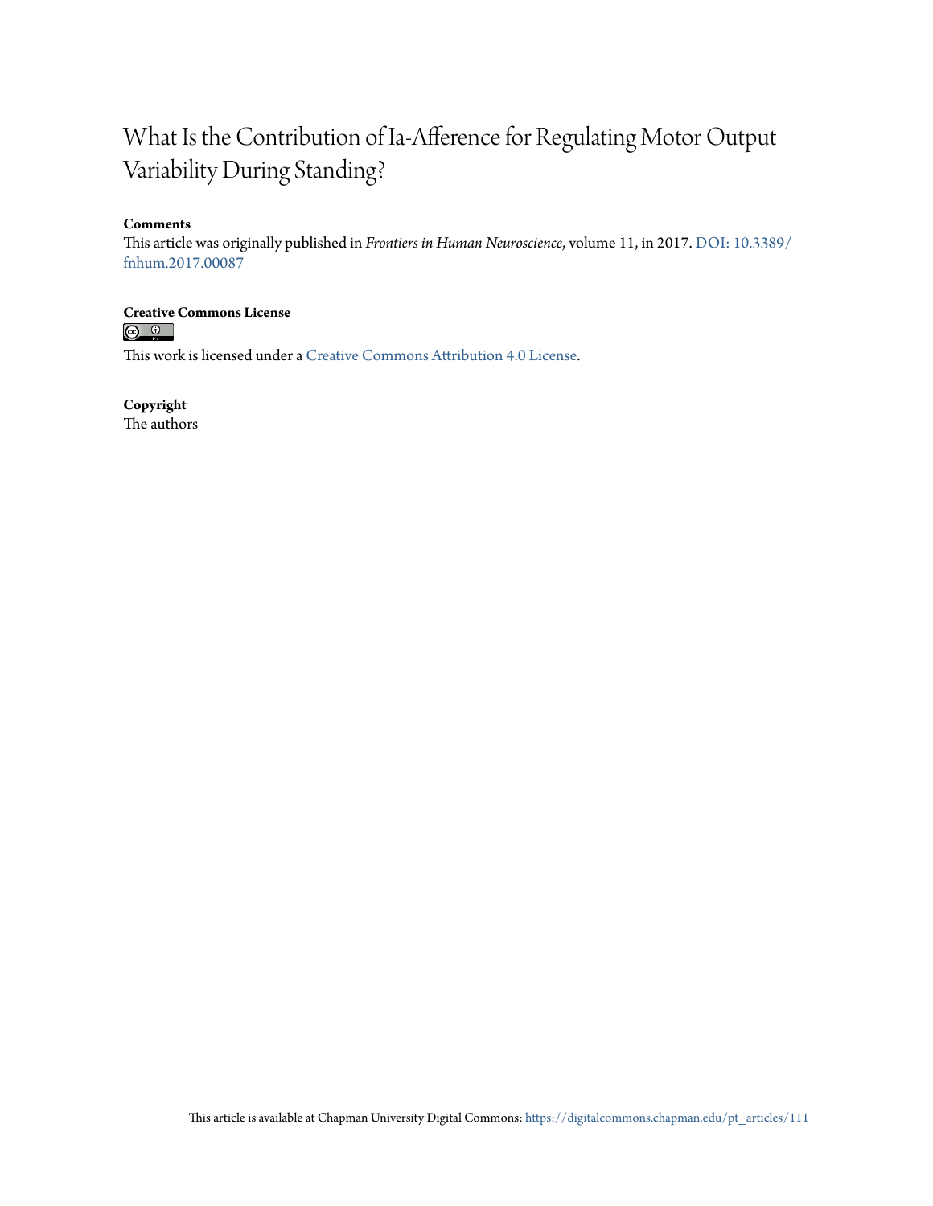# What Is the Contribution of Ia-Afference for Regulating Motor Output Variability During Standing?

**Comments**

This article was originally published in *Frontiers in Human Neuroscience*, volume 11, in 2017. DOI: 10.3389/fnhum.2017.00087

**Creative Commons License**

This work is licensed under a Creative Commons Attribution 4.0 License.

**Copyright**

The authors

This article is available at Chapman University Digital Commons: https://digitalcommons.chapman.edu/pt_articles/111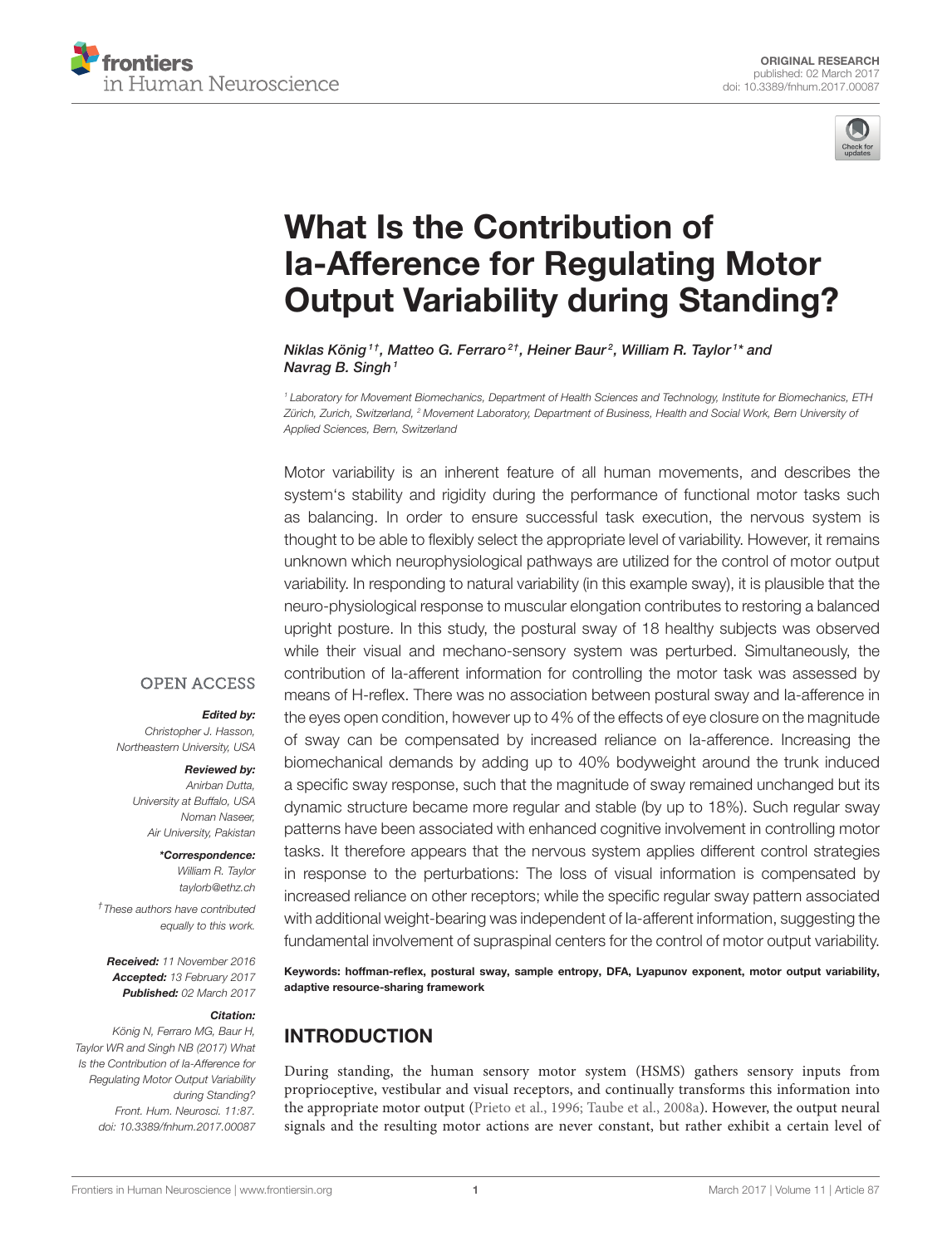# What Is the Contribution of Ia-Afference for Regulating Motor Output Variability during Standing?

*Niklas König[1†], Matteo G. Ferraro[2†], Heiner Baur[2], William R. Taylor[1*] and Navrag B. Singh[1]*

[1] *Laboratory for Movement Biomechanics, Department of Health Sciences and Technology, Institute for Biomechanics, ETH Zürich, Zurich, Switzerland,* [2] *Movement Laboratory, Department of Business, Health and Social Work, Bern University of Applied Sciences, Bern, Switzerland*

Motor variability is an inherent feature of all human movements, and describes the system's stability and rigidity during the performance of functional motor tasks such as balancing. In order to ensure successful task execution, the nervous system is thought to be able to flexibly select the appropriate level of variability. However, it remains unknown which neurophysiological pathways are utilized for the control of motor output variability. In responding to natural variability (in this example sway), it is plausible that the neuro-physiological response to muscular elongation contributes to restoring a balanced upright posture. In this study, the postural sway of 18 healthy subjects was observed while their visual and mechano-sensory system was perturbed. Simultaneously, the contribution of Ia-afferent information for controlling the motor task was assessed by means of H-reflex. There was no association between postural sway and Ia-afference in the eyes open condition, however up to 4% of the effects of eye closure on the magnitude of sway can be compensated by increased reliance on Ia-afference. Increasing the biomechanical demands by adding up to 40% bodyweight around the trunk induced a specific sway response, such that the magnitude of sway remained unchanged but its dynamic structure became more regular and stable (by up to 18%). Such regular sway patterns have been associated with enhanced cognitive involvement in controlling motor tasks. It therefore appears that the nervous system applies different control strategies in response to the perturbations: The loss of visual information is compensated by increased reliance on other receptors; while the specific regular sway pattern associated with additional weight-bearing was independent of Ia-afferent information, suggesting the fundamental involvement of supraspinal centers for the control of motor output variability.

**Keywords: hoffman-reflex, postural sway, sample entropy, DFA, Lyapunov exponent, motor output variability, adaptive resource-sharing framework**

OPEN ACCESS

***Edited by:***
*Christopher J. Hasson, Northeastern University, USA*

***Reviewed by:***
*Anirban Dutta, University at Buffalo, USA*
*Noman Naseer, Air University, Pakistan*

***\*Correspondence:***
*William R. Taylor*
*taylorb@ethz.ch*

*†These authors have contributed equally to this work.*

***Received:*** *11 November 2016*
***Accepted:*** *13 February 2017*
***Published:*** *02 March 2017*

***Citation:***
*König N, Ferraro MG, Baur H, Taylor WR and Singh NB (2017) What Is the Contribution of Ia-Afference for Regulating Motor Output Variability during Standing? Front. Hum. Neurosci. 11:87. doi: 10.3389/fnhum.2017.00087*

## INTRODUCTION

During standing, the human sensory motor system (HSMS) gathers sensory inputs from proprioceptive, vestibular and visual receptors, and continually transforms this information into the appropriate motor output (Prieto et al., 1996; Taube et al., 2008a). However, the output neural signals and the resulting motor actions are never constant, but rather exhibit a certain level of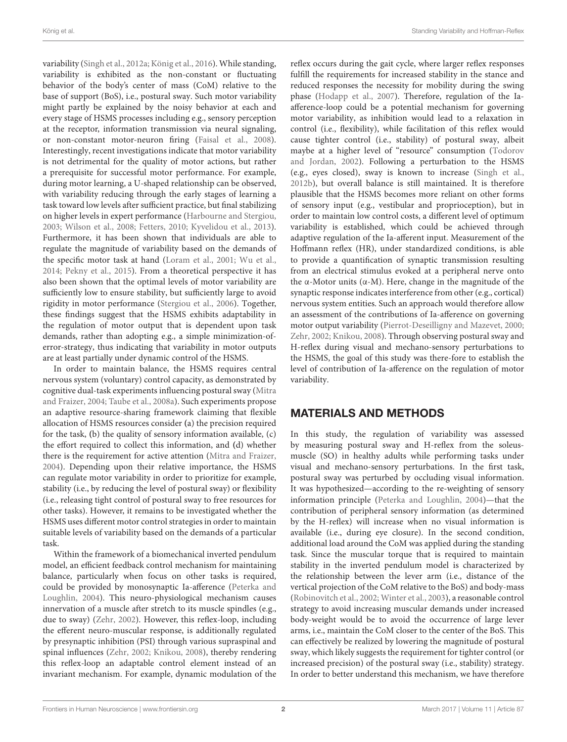variability (Singh et al., 2012a; König et al., 2016). While standing, variability is exhibited as the non-constant or fluctuating behavior of the body's center of mass (CoM) relative to the base of support (BoS), i.e., postural sway. Such motor variability might partly be explained by the noisy behavior at each and every stage of HSMS processes including e.g., sensory perception at the receptor, information transmission via neural signaling, or non-constant motor-neuron firing (Faisal et al., 2008). Interestingly, recent investigations indicate that motor variability is not detrimental for the quality of motor actions, but rather a prerequisite for successful motor performance. For example, during motor learning, a U-shaped relationship can be observed, with variability reducing through the early stages of learning a task toward low levels after sufficient practice, but final stabilizing on higher levels in expert performance (Harbourne and Stergiou, 2003; Wilson et al., 2008; Fetters, 2010; Kyvelidou et al., 2013). Furthermore, it has been shown that individuals are able to regulate the magnitude of variability based on the demands of the specific motor task at hand (Loram et al., 2001; Wu et al., 2014; Pekny et al., 2015). From a theoretical perspective it has also been shown that the optimal levels of motor variability are sufficiently low to ensure stability, but sufficiently large to avoid rigidity in motor performance (Stergiou et al., 2006). Together, these findings suggest that the HSMS exhibits adaptability in the regulation of motor output that is dependent upon task demands, rather than adopting e.g., a simple minimization-of-error-strategy, thus indicating that variability in motor outputs are at least partially under dynamic control of the HSMS.

In order to maintain balance, the HSMS requires central nervous system (voluntary) control capacity, as demonstrated by cognitive dual-task experiments influencing postural sway (Mitra and Fraizer, 2004; Taube et al., 2008a). Such experiments propose an adaptive resource-sharing framework claiming that flexible allocation of HSMS resources consider (a) the precision required for the task, (b) the quality of sensory information available, (c) the effort required to collect this information, and (d) whether there is the requirement for active attention (Mitra and Fraizer, 2004). Depending upon their relative importance, the HSMS can regulate motor variability in order to prioritize for example, stability (i.e., by reducing the level of postural sway) or flexibility (i.e., releasing tight control of postural sway to free resources for other tasks). However, it remains to be investigated whether the HSMS uses different motor control strategies in order to maintain suitable levels of variability based on the demands of a particular task.

Within the framework of a biomechanical inverted pendulum model, an efficient feedback control mechanism for maintaining balance, particularly when focus on other tasks is required, could be provided by monosynaptic Ia-afference (Peterka and Loughlin, 2004). This neuro-physiological mechanism causes innervation of a muscle after stretch to its muscle spindles (e.g., due to sway) (Zehr, 2002). However, this reflex-loop, including the efferent neuro-muscular response, is additionally regulated by presynaptic inhibition (PSI) through various supraspinal and spinal influences (Zehr, 2002; Knikou, 2008), thereby rendering this reflex-loop an adaptable control element instead of an invariant mechanism. For example, dynamic modulation of the reflex occurs during the gait cycle, where larger reflex responses fulfill the requirements for increased stability in the stance and reduced responses the necessity for mobility during the swing phase (Hodapp et al., 2007). Therefore, regulation of the Ia-afference-loop could be a potential mechanism for governing motor variability, as inhibition would lead to a relaxation in control (i.e., flexibility), while facilitation of this reflex would cause tighter control (i.e., stability) of postural sway, albeit maybe at a higher level of "resource" consumption (Todorov and Jordan, 2002). Following a perturbation to the HSMS (e.g., eyes closed), sway is known to increase (Singh et al., 2012b), but overall balance is still maintained. It is therefore plausible that the HSMS becomes more reliant on other forms of sensory input (e.g., vestibular and proprioception), but in order to maintain low control costs, a different level of optimum variability is established, which could be achieved through adaptive regulation of the Ia-afferent input. Measurement of the Hoffmann reflex (HR), under standardized conditions, is able to provide a quantification of synaptic transmission resulting from an electrical stimulus evoked at a peripheral nerve onto the α-Motor units (α-M). Here, change in the magnitude of the synaptic response indicates interference from other (e.g., cortical) nervous system entities. Such an approach would therefore allow an assessment of the contributions of Ia-afference on governing motor output variability (Pierrot-Deseilligny and Mazevet, 2000; Zehr, 2002; Knikou, 2008). Through observing postural sway and H-reflex during visual and mechano-sensory perturbations to the HSMS, the goal of this study was there-fore to establish the level of contribution of Ia-afference on the regulation of motor variability.

## MATERIALS AND METHODS

In this study, the regulation of variability was assessed by measuring postural sway and H-reflex from the soleus-muscle (SO) in healthy adults while performing tasks under visual and mechano-sensory perturbations. In the first task, postural sway was perturbed by occluding visual information. It was hypothesized—according to the re-weighting of sensory information principle (Peterka and Loughlin, 2004)—that the contribution of peripheral sensory information (as determined by the H-reflex) will increase when no visual information is available (i.e., during eye closure). In the second condition, additional load around the CoM was applied during the standing task. Since the muscular torque that is required to maintain stability in the inverted pendulum model is characterized by the relationship between the lever arm (i.e., distance of the vertical projection of the CoM relative to the BoS) and body-mass (Robinovitch et al., 2002; Winter et al., 2003), a reasonable control strategy to avoid increasing muscular demands under increased body-weight would be to avoid the occurrence of large lever arms, i.e., maintain the CoM closer to the center of the BoS. This can effectively be realized by lowering the magnitude of postural sway, which likely suggests the requirement for tighter control (or increased precision) of the postural sway (i.e., stability) strategy. In order to better understand this mechanism, we have therefore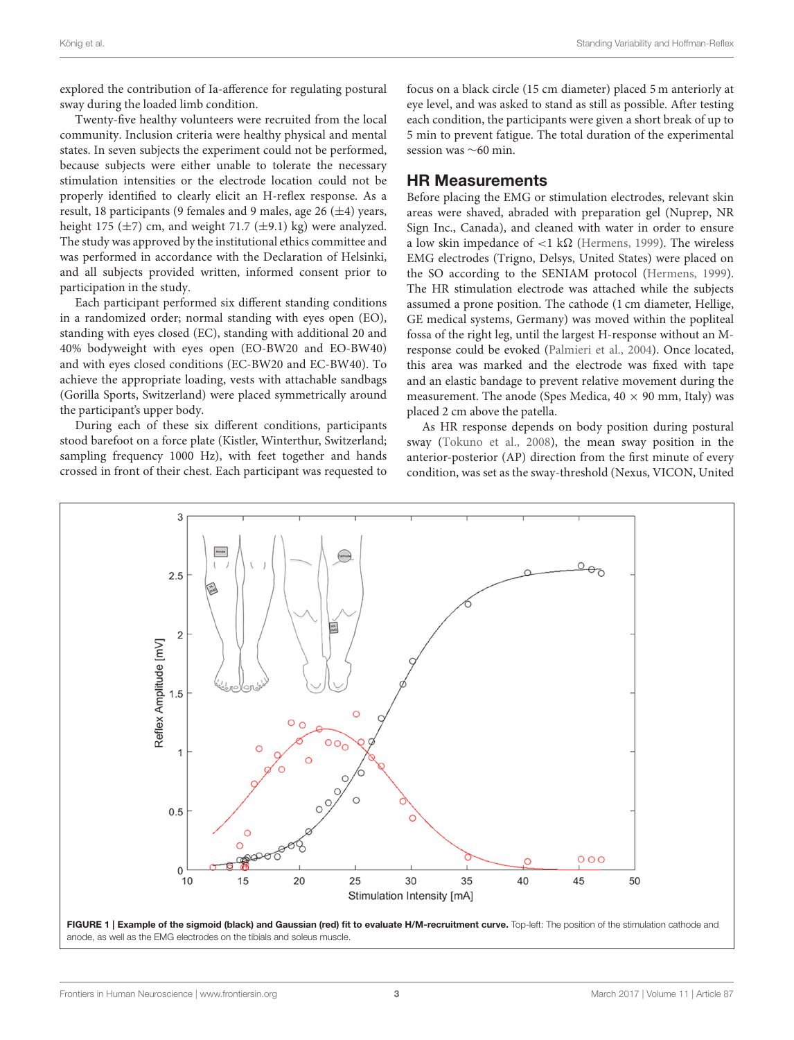explored the contribution of Ia-afference for regulating postural sway during the loaded limb condition.

Twenty-five healthy volunteers were recruited from the local community. Inclusion criteria were healthy physical and mental states. In seven subjects the experiment could not be performed, because subjects were either unable to tolerate the necessary stimulation intensities or the electrode location could not be properly identified to clearly elicit an H-reflex response. As a result, 18 participants (9 females and 9 males, age 26 (±4) years, height 175 (±7) cm, and weight 71.7 (±9.1) kg) were analyzed. The study was approved by the institutional ethics committee and was performed in accordance with the Declaration of Helsinki, and all subjects provided written, informed consent prior to participation in the study.

Each participant performed six different standing conditions in a randomized order; normal standing with eyes open (EO), standing with eyes closed (EC), standing with additional 20 and 40% bodyweight with eyes open (EO-BW20 and EO-BW40) and with eyes closed conditions (EC-BW20 and EC-BW40). To achieve the appropriate loading, vests with attachable sandbags (Gorilla Sports, Switzerland) were placed symmetrically around the participant's upper body.

During each of these six different conditions, participants stood barefoot on a force plate (Kistler, Winterthur, Switzerland; sampling frequency 1000 Hz), with feet together and hands crossed in front of their chest. Each participant was requested to focus on a black circle (15 cm diameter) placed 5 m anteriorly at eye level, and was asked to stand as still as possible. After testing each condition, the participants were given a short break of up to 5 min to prevent fatigue. The total duration of the experimental session was ∼60 min.

## HR Measurements

Before placing the EMG or stimulation electrodes, relevant skin areas were shaved, abraded with preparation gel (Nuprep, NR Sign Inc., Canada), and cleaned with water in order to ensure a low skin impedance of <1 kΩ (Hermens, 1999). The wireless EMG electrodes (Trigno, Delsys, United States) were placed on the SO according to the SENIAM protocol (Hermens, 1999). The HR stimulation electrode was attached while the subjects assumed a prone position. The cathode (1 cm diameter, Hellige, GE medical systems, Germany) was moved within the popliteal fossa of the right leg, until the largest H-response without an M-response could be evoked (Palmieri et al., 2004). Once located, this area was marked and the electrode was fixed with tape and an elastic bandage to prevent relative movement during the measurement. The anode (Spes Medica, 40 × 90 mm, Italy) was placed 2 cm above the patella.

As HR response depends on body position during postural sway (Tokuno et al., 2008), the mean sway position in the anterior-posterior (AP) direction from the first minute of every condition, was set as the sway-threshold (Nexus, VICON, United

**FIGURE 1 | Example of the sigmoid (black) and Gaussian (red) fit to evaluate H/M-recruitment curve.** Top-left: The position of the stimulation cathode and anode, as well as the EMG electrodes on the tibials and soleus muscle.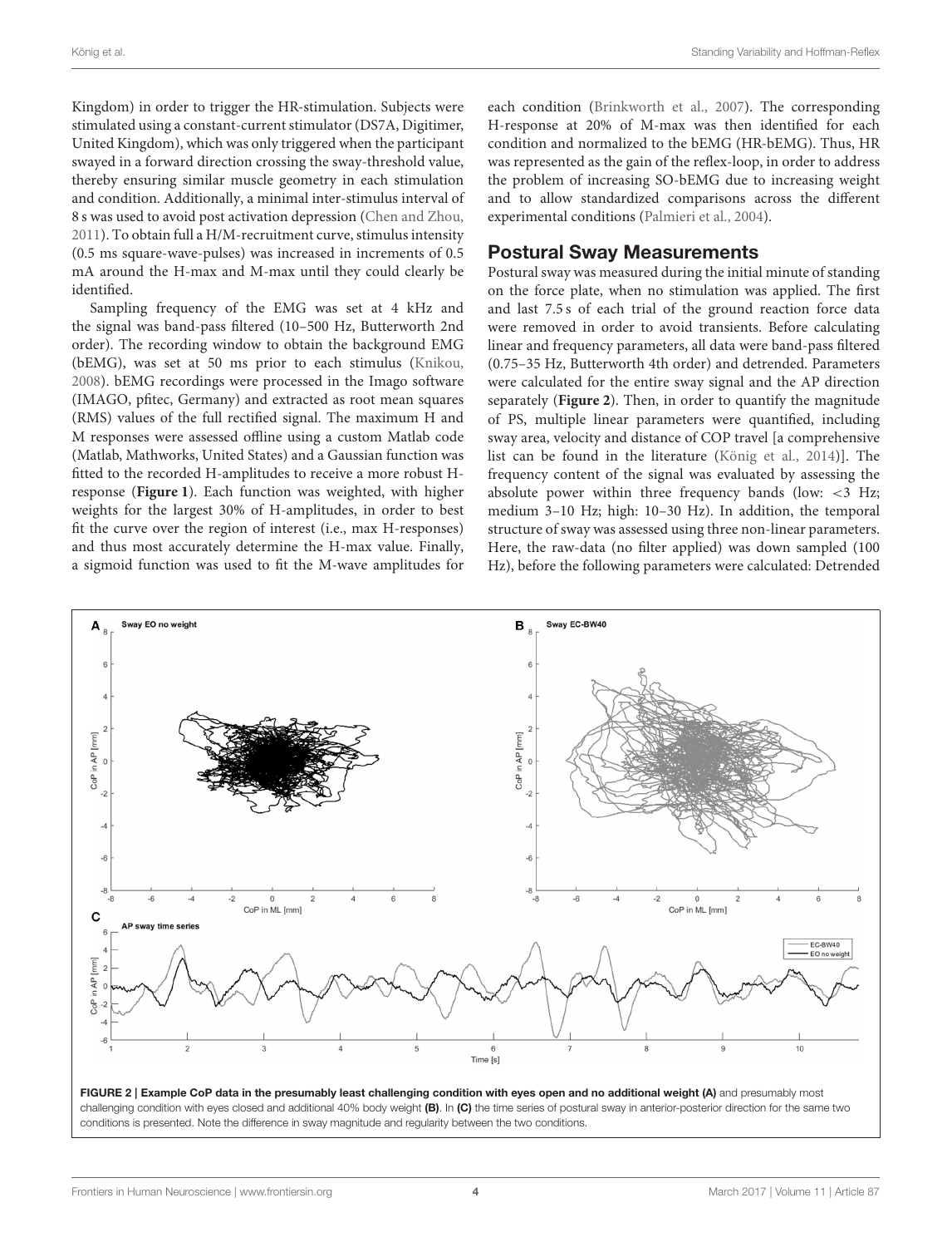Kingdom) in order to trigger the HR-stimulation. Subjects were stimulated using a constant-current stimulator (DS7A, Digitimer, United Kingdom), which was only triggered when the participant swayed in a forward direction crossing the sway-threshold value, thereby ensuring similar muscle geometry in each stimulation and condition. Additionally, a minimal inter-stimulus interval of 8 s was used to avoid post activation depression (Chen and Zhou, 2011). To obtain full a H/M-recruitment curve, stimulus intensity (0.5 ms square-wave-pulses) was increased in increments of 0.5 mA around the H-max and M-max until they could clearly be identified.

Sampling frequency of the EMG was set at 4 kHz and the signal was band-pass filtered (10–500 Hz, Butterworth 2nd order). The recording window to obtain the background EMG (bEMG), was set at 50 ms prior to each stimulus (Knikou, 2008). bEMG recordings were processed in the Imago software (IMAGO, pfitec, Germany) and extracted as root mean squares (RMS) values of the full rectified signal. The maximum H and M responses were assessed offline using a custom Matlab code (Matlab, Mathworks, United States) and a Gaussian function was fitted to the recorded H-amplitudes to receive a more robust H-response (**Figure 1**). Each function was weighted, with higher weights for the largest 30% of H-amplitudes, in order to best fit the curve over the region of interest (i.e., max H-responses) and thus most accurately determine the H-max value. Finally, a sigmoid function was used to fit the M-wave amplitudes for each condition (Brinkworth et al., 2007). The corresponding H-response at 20% of M-max was then identified for each condition and normalized to the bEMG (HR-bEMG). Thus, HR was represented as the gain of the reflex-loop, in order to address the problem of increasing SO-bEMG due to increasing weight and to allow standardized comparisons across the different experimental conditions (Palmieri et al., 2004).

## Postural Sway Measurements

Postural sway was measured during the initial minute of standing on the force plate, when no stimulation was applied. The first and last 7.5 s of each trial of the ground reaction force data were removed in order to avoid transients. Before calculating linear and frequency parameters, all data were band-pass filtered (0.75–35 Hz, Butterworth 4th order) and detrended. Parameters were calculated for the entire sway signal and the AP direction separately (**Figure 2**). Then, in order to quantify the magnitude of PS, multiple linear parameters were quantified, including sway area, velocity and distance of COP travel [a comprehensive list can be found in the literature (König et al., 2014)]. The frequency content of the signal was evaluated by assessing the absolute power within three frequency bands (low: <3 Hz; medium 3–10 Hz; high: 10–30 Hz). In addition, the temporal structure of sway was assessed using three non-linear parameters. Here, the raw-data (no filter applied) was down sampled (100 Hz), before the following parameters were calculated: Detrended

**FIGURE 2 | Example CoP data in the presumably least challenging condition with eyes open and no additional weight (A)** and presumably most challenging condition with eyes closed and additional 40% body weight **(B)**. In **(C)** the time series of postural sway in anterior-posterior direction for the same two conditions is presented. Note the difference in sway magnitude and regularity between the two conditions.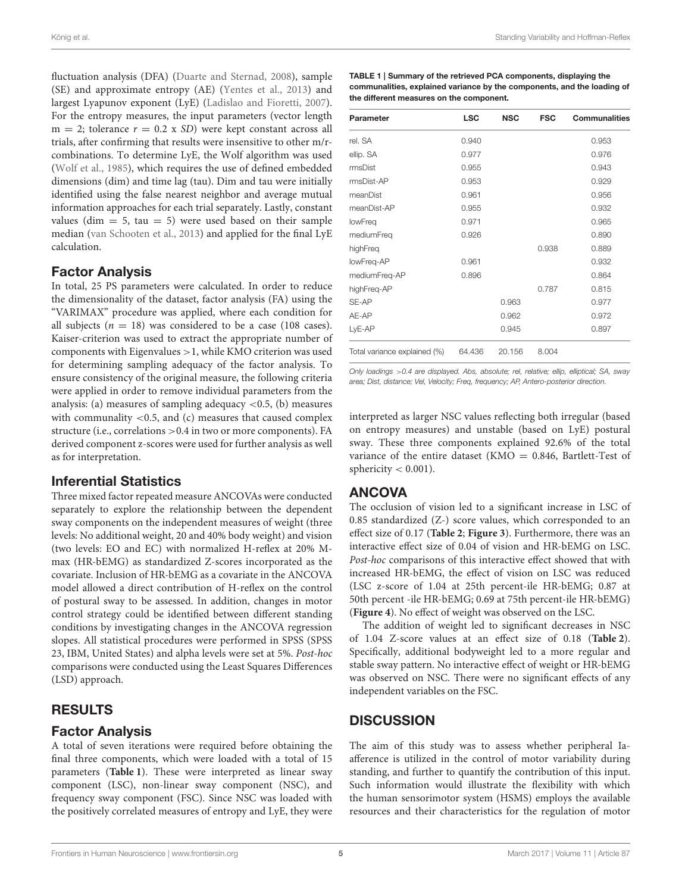fluctuation analysis (DFA) (Duarte and Sternad, 2008), sample (SE) and approximate entropy (AE) (Yentes et al., 2013) and largest Lyapunov exponent (LyE) (Ladislao and Fioretti, 2007). For the entropy measures, the input parameters (vector length $m = 2$; tolerance $r = 0.2 \times SD$) were kept constant across all trials, after confirming that results were insensitive to other m/r-combinations. To determine LyE, the Wolf algorithm was used (Wolf et al., 1985), which requires the use of defined embedded dimensions (dim) and time lag (tau). Dim and tau were initially identified using the false nearest neighbor and average mutual information approaches for each trial separately. Lastly, constant values (dim = 5, tau = 5) were used based on their sample median (van Schooten et al., 2013) and applied for the final LyE calculation.

## Factor Analysis

In total, 25 PS parameters were calculated. In order to reduce the dimensionality of the dataset, factor analysis (FA) using the "VARIMAX" procedure was applied, where each condition for all subjects ($n = 18$) was considered to be a case (108 cases). Kaiser-criterion was used to extract the appropriate number of components with Eigenvalues >1, while KMO criterion was used for determining sampling adequacy of the factor analysis. To ensure consistency of the original measure, the following criteria were applied in order to remove individual parameters from the analysis: (a) measures of sampling adequacy <0.5, (b) measures with communality <0.5, and (c) measures that caused complex structure (i.e., correlations >0.4 in two or more components). FA derived component z-scores were used for further analysis as well as for interpretation.

## Inferential Statistics

Three mixed factor repeated measure ANCOVAs were conducted separately to explore the relationship between the dependent sway components on the independent measures of weight (three levels: No additional weight, 20 and 40% body weight) and vision (two levels: EO and EC) with normalized H-reflex at 20% M-max (HR-bEMG) as standardized Z-scores incorporated as the covariate. Inclusion of HR-bEMG as a covariate in the ANCOVA model allowed a direct contribution of H-reflex on the control of postural sway to be assessed. In addition, changes in motor control strategy could be identified between different standing conditions by investigating changes in the ANCOVA regression slopes. All statistical procedures were performed in SPSS (SPSS 23, IBM, United States) and alpha levels were set at 5%. *Post-hoc* comparisons were conducted using the Least Squares Differences (LSD) approach.

# RESULTS

## Factor Analysis

A total of seven iterations were required before obtaining the final three components, which were loaded with a total of 15 parameters (**Table 1**). These were interpreted as linear sway component (LSC), non-linear sway component (NSC), and frequency sway component (FSC). Since NSC was loaded with the positively correlated measures of entropy and LyE, they were interpreted as larger NSC values reflecting both irregular (based on entropy measures) and unstable (based on LyE) postural sway. These three components explained 92.6% of the total variance of the entire dataset (KMO = 0.846, Bartlett-Test of sphericity < 0.001).

**TABLE 1 | Summary of the retrieved PCA components, displaying the communalities, explained variance by the components, and the loading of the different measures on the component.**

| Parameter | LSC | NSC | FSC | Communalities |
|---|---|---|---|---|
| rel. SA | 0.940 | | | 0.953 |
| ellip. SA | 0.977 | | | 0.976 |
| rmsDist | 0.955 | | | 0.943 |
| rmsDist-AP | 0.953 | | | 0.929 |
| meanDist | 0.961 | | | 0.956 |
| meanDist-AP | 0.955 | | | 0.932 |
| lowFreq | 0.971 | | | 0.965 |
| mediumFreq | 0.926 | | | 0.890 |
| highFreq | | | 0.938 | 0.889 |
| lowFreq-AP | 0.961 | | | 0.932 |
| mediumFreq-AP | 0.896 | | | 0.864 |
| highFreq-AP | | | 0.787 | 0.815 |
| SE-AP | | 0.963 | | 0.977 |
| AE-AP | | 0.962 | | 0.972 |
| LyE-AP | | 0.945 | | 0.897 |
| Total variance explained (%) | 64.436 | 20.156 | 8.004 | |

*Only loadings >0.4 are displayed. Abs, absolute; rel, relative; ellip, elliptical; SA, sway area; Dist, distance; Vel, Velocity; Freq, frequency; AP, Antero-posterior direction.*

## ANCOVA

The occlusion of vision led to a significant increase in LSC of 0.85 standardized (Z-) score values, which corresponded to an effect size of 0.17 (**Table 2**; **Figure 3**). Furthermore, there was an interactive effect size of 0.04 of vision and HR-bEMG on LSC. *Post-hoc* comparisons of this interactive effect showed that with increased HR-bEMG, the effect of vision on LSC was reduced (LSC z-score of 1.04 at 25th percent-ile HR-bEMG; 0.87 at 50th percent -ile HR-bEMG; 0.69 at 75th percent-ile HR-bEMG) (**Figure 4**). No effect of weight was observed on the LSC.

The addition of weight led to significant decreases in NSC of 1.04 Z-score values at an effect size of 0.18 (**Table 2**). Specifically, additional bodyweight led to a more regular and stable sway pattern. No interactive effect of weight or HR-bEMG was observed on NSC. There were no significant effects of any independent variables on the FSC.

# DISCUSSION

The aim of this study was to assess whether peripheral Ia-afference is utilized in the control of motor variability during standing, and further to quantify the contribution of this input. Such information would illustrate the flexibility with which the human sensorimotor system (HSMS) employs the available resources and their characteristics for the regulation of motor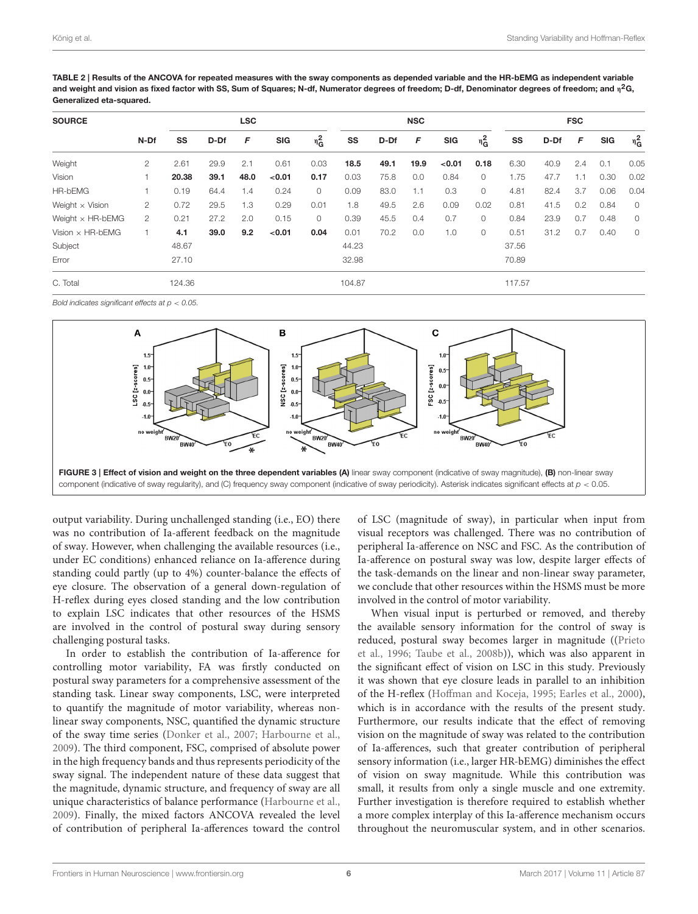**TABLE 2 | Results of the ANCOVA for repeated measures with the sway components as depended variable and the HR-bEMG as independent variable and weight and vision as fixed factor with SS, Sum of Squares; N-df, Numerator degrees of freedom; D-df, Denominator degrees of freedom; and $\eta^2$G, Generalized eta-squared.**

| SOURCE | | LSC | | | | | NSC | | | | | FSC | | | | |
|---|---|---|---|---|---|---|---|---|---|---|---|---|---|---|---|---|
| | N-Df | SS | D-Df | *F* | SIG | $\eta^2_G$ | SS | D-Df | *F* | SIG | $\eta^2_G$ | SS | D-Df | *F* | SIG | $\eta^2_G$ |
| Weight | 2 | 2.61 | 29.9 | 2.1 | 0.61 | 0.03 | **18.5** | **49.1** | **19.9** | **<0.01** | **0.18** | 6.30 | 40.9 | 2.4 | 0.1 | 0.05 |
| Vision | 1 | **20.38** | **39.1** | **48.0** | **<0.01** | **0.17** | 0.03 | 75.8 | 0.0 | 0.84 | 0 | 1.75 | 47.7 | 1.1 | 0.30 | 0.02 |
| HR-bEMG | 1 | 0.19 | 64.4 | 1.4 | 0.24 | 0 | 0.09 | 83.0 | 1.1 | 0.3 | 0 | 4.81 | 82.4 | 3.7 | 0.06 | 0.04 |
| Weight × Vision | 2 | 0.72 | 29.5 | 1.3 | 0.29 | 0.01 | 1.8 | 49.5 | 2.6 | 0.09 | 0.02 | 0.81 | 41.5 | 0.2 | 0.84 | 0 |
| Weight × HR-bEMG | 2 | 0.21 | 27.2 | 2.0 | 0.15 | 0 | 0.39 | 45.5 | 0.4 | 0.7 | 0 | 0.84 | 23.9 | 0.7 | 0.48 | 0 |
| Vision × HR-bEMG | 1 | **4.1** | **39.0** | **9.2** | **<0.01** | **0.04** | 0.01 | 70.2 | 0.0 | 1.0 | 0 | 0.51 | 31.2 | 0.7 | 0.40 | 0 |
| Subject | | 48.67 | | | | | 44.23 | | | | | 37.56 | | | | |
| Error | | 27.10 | | | | | 32.98 | | | | | 70.89 | | | | |
| C. Total | | 124.36 | | | | | 104.87 | | | | | 117.57 | | | | |

*Bold indicates significant effects at $p < 0.05$.*

**FIGURE 3 | Effect of vision and weight on the three dependent variables (A)** linear sway component (indicative of sway magnitude), **(B)** non-linear sway component (indicative of sway regularity), and (C) frequency sway component (indicative of sway periodicity). Asterisk indicates significant effects at $p < 0.05$.

output variability. During unchallenged standing (i.e., EO) there was no contribution of Ia-afferent feedback on the magnitude of sway. However, when challenging the available resources (i.e., under EC conditions) enhanced reliance on Ia-afference during standing could partly (up to 4%) counter-balance the effects of eye closure. The observation of a general down-regulation of H-reflex during eyes closed standing and the low contribution to explain LSC indicates that other resources of the HSMS are involved in the control of postural sway during sensory challenging postural tasks.

In order to establish the contribution of Ia-afference for controlling motor variability, FA was firstly conducted on postural sway parameters for a comprehensive assessment of the standing task. Linear sway components, LSC, were interpreted to quantify the magnitude of motor variability, whereas non-linear sway components, NSC, quantified the dynamic structure of the sway time series (Donker et al., 2007; Harbourne et al., 2009). The third component, FSC, comprised of absolute power in the high frequency bands and thus represents periodicity of the sway signal. The independent nature of these data suggest that the magnitude, dynamic structure, and frequency of sway are all unique characteristics of balance performance (Harbourne et al., 2009). Finally, the mixed factors ANCOVA revealed the level of contribution of peripheral Ia-afferences toward the control of LSC (magnitude of sway), in particular when input from visual receptors was challenged. There was no contribution of peripheral Ia-afference on NSC and FSC. As the contribution of Ia-afference on postural sway was low, despite larger effects of the task-demands on the linear and non-linear sway parameter, we conclude that other resources within the HSMS must be more involved in the control of motor variability.

When visual input is perturbed or removed, and thereby the available sensory information for the control of sway is reduced, postural sway becomes larger in magnitude ((Prieto et al., 1996; Taube et al., 2008b)), which was also apparent in the significant effect of vision on LSC in this study. Previously it was shown that eye closure leads in parallel to an inhibition of the H-reflex (Hoffman and Koceja, 1995; Earles et al., 2000), which is in accordance with the results of the present study. Furthermore, our results indicate that the effect of removing vision on the magnitude of sway was related to the contribution of Ia-afferences, such that greater contribution of peripheral sensory information (i.e., larger HR-bEMG) diminishes the effect of vision on sway magnitude. While this contribution was small, it results from only a single muscle and one extremity. Further investigation is therefore required to establish whether a more complex interplay of this Ia-afference mechanism occurs throughout the neuromuscular system, and in other scenarios.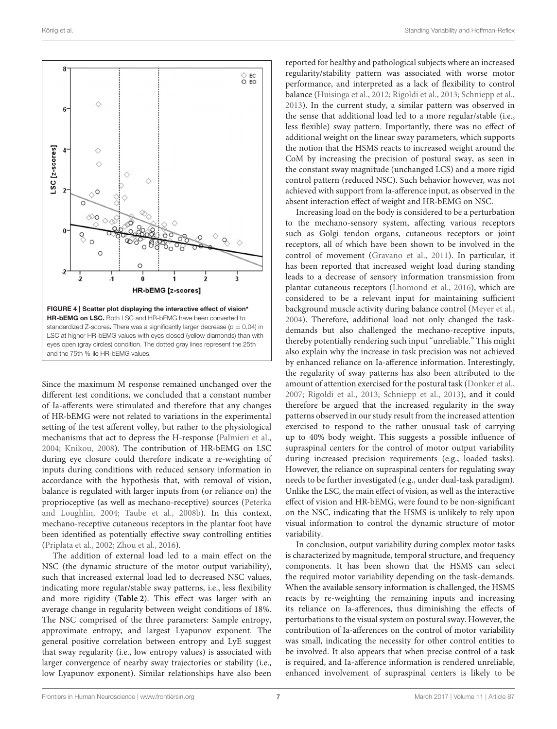FIGURE 4 | Scatter plot displaying the interactive effect of vision* HR-bEMG on LSC. Both LSC and HR-bEMG have been converted to standardized Z-scores. There was a significantly larger decrease ($p = 0.04$) in LSC at higher HR-bEMG values with eyes closed (yellow diamonds) than with eyes open (gray circles) condition. The dotted gray lines represent the 25th and the 75th %-ile HR-bEMG values.

Since the maximum M response remained unchanged over the different test conditions, we concluded that a constant number of Ia-afferents were stimulated and therefore that any changes of HR-bEMG were not related to variations in the experimental setting of the test afferent volley, but rather to the physiological mechanisms that act to depress the H-response (Palmieri et al., 2004; Knikou, 2008). The contribution of HR-bEMG on LSC during eye closure could therefore indicate a re-weighting of inputs during conditions with reduced sensory information in accordance with the hypothesis that, with removal of vision, balance is regulated with larger inputs from (or reliance on) the proprioceptive (as well as mechano-receptive) sources (Peterka and Loughlin, 2004; Taube et al., 2008b). In this context, mechano-receptive cutaneous receptors in the plantar foot have been identified as potentially effective sway controlling entities (Priplata et al., 2002; Zhou et al., 2016).

The addition of external load led to a main effect on the NSC (the dynamic structure of the motor output variability), such that increased external load led to decreased NSC values, indicating more regular/stable sway patterns, i.e., less flexibility and more rigidity (**Table 2**). This effect was larger with an average change in regularity between weight conditions of 18%. The NSC comprised of the three parameters: Sample entropy, approximate entropy, and largest Lyapunov exponent. The general positive correlation between entropy and LyE suggest that sway regularity (i.e., low entropy values) is associated with larger convergence of nearby sway trajectories or stability (i.e., low Lyapunov exponent). Similar relationships have also been reported for healthy and pathological subjects where an increased regularity/stability pattern was associated with worse motor performance, and interpreted as a lack of flexibility to control balance (Huisinga et al., 2012; Rigoldi et al., 2013; Schniepp et al., 2013). In the current study, a similar pattern was observed in the sense that additional load led to a more regular/stable (i.e., less flexible) sway pattern. Importantly, there was no effect of additional weight on the linear sway parameters, which supports the notion that the HSMS reacts to increased weight around the CoM by increasing the precision of postural sway, as seen in the constant sway magnitude (unchanged LCS) and a more rigid control pattern (reduced NSC). Such behavior however, was not achieved with support from Ia-afference input, as observed in the absent interaction effect of weight and HR-bEMG on NSC.

Increasing load on the body is considered to be a perturbation to the mechano-sensory system, affecting various receptors such as Golgi tendon organs, cutaneous receptors or joint receptors, all of which have been shown to be involved in the control of movement (Gravano et al., 2011). In particular, it has been reported that increased weight load during standing leads to a decrease of sensory information transmission from plantar cutaneous receptors (Lhomond et al., 2016), which are considered to be a relevant input for maintaining sufficient background muscle activity during balance control (Meyer et al., 2004). Therefore, additional load not only changed the task-demands but also challenged the mechano-receptive inputs, thereby potentially rendering such input "unreliable." This might also explain why the increase in task precision was not achieved by enhanced reliance on Ia-afference information. Interestingly, the regularity of sway patterns has also been attributed to the amount of attention exercised for the postural task (Donker et al., 2007; Rigoldi et al., 2013; Schniepp et al., 2013), and it could therefore be argued that the increased regularity in the sway patterns observed in our study result from the increased attention exercised to respond to the rather unusual task of carrying up to 40% body weight. This suggests a possible influence of supraspinal centers for the control of motor output variability during increased precision requirements (e.g., loaded tasks). However, the reliance on supraspinal centers for regulating sway needs to be further investigated (e.g., under dual-task paradigm). Unlike the LSC, the main effect of vision, as well as the interactive effect of vision and HR-bEMG, were found to be non-significant on the NSC, indicating that the HSMS is unlikely to rely upon visual information to control the dynamic structure of motor variability.

In conclusion, output variability during complex motor tasks is characterized by magnitude, temporal structure, and frequency components. It has been shown that the HSMS can select the required motor variability depending on the task-demands. When the available sensory information is challenged, the HSMS reacts by re-weighting the remaining inputs and increasing its reliance on Ia-afferences, thus diminishing the effects of perturbations to the visual system on postural sway. However, the contribution of Ia-afferences on the control of motor variability was small, indicating the necessity for other control entities to be involved. It also appears that when precise control of a task is required, and Ia-afference information is rendered unreliable, enhanced involvement of supraspinal centers is likely to be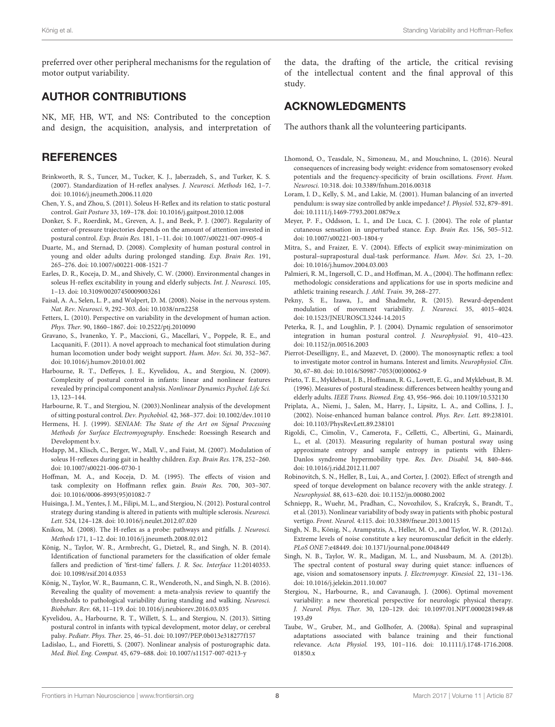preferred over other peripheral mechanisms for the regulation of motor output variability.

## AUTHOR CONTRIBUTIONS

NK, MF, HB, WT, and NS: Contributed to the conception and design, the acquisition, analysis, and interpretation of the data, the drafting of the article, the critical revising of the intellectual content and the final approval of this study.

## ACKNOWLEDGMENTS

The authors thank all the volunteering participants.

## REFERENCES

Brinkworth, R. S., Tuncer, M., Tucker, K. J., Jaberzadeh, S., and Turker, K. S. (2007). Standardization of H-reflex analyses. *J. Neurosci. Methods* 162, 1–7. doi: 10.1016/j.jneumeth.2006.11.020

Chen, Y. S., and Zhou, S. (2011). Soleus H-Reflex and its relation to static postural control. *Gait Posture* 33, 169–178. doi: 10.1016/j.gaitpost.2010.12.008

Donker, S. F., Roerdink, M., Greven, A. J., and Beek, P. J. (2007). Regularity of center-of-pressure trajectories depends on the amount of attention invested in postural control. *Exp. Brain Res.* 181, 1–11. doi: 10.1007/s00221-007-0905-4

Duarte, M., and Sternad, D. (2008). Complexity of human postural control in young and older adults during prolonged standing. *Exp. Brain Res.* 191, 265–276. doi: 10.1007/s00221-008-1521-7

Earles, D. R., Koceja, D. M., and Shively, C. W. (2000). Environmental changes in soleus H-reflex excitability in young and elderly subjects. *Int. J. Neurosci.* 105, 1–13. doi: 10.3109/00207450009003261

Faisal, A. A., Selen, L. P., and Wolpert, D. M. (2008). Noise in the nervous system. *Nat. Rev. Neurosci.* 9, 292–303. doi: 10.1038/nrn2258

Fetters, L. (2010). Perspective on variability in the development of human action. *Phys. Ther.* 90, 1860–1867. doi: 10.2522/ptj.2010090

Gravano, S., Ivanenko, Y. P., Maccioni, G., Macellari, V., Poppele, R. E., and Lacquaniti, F. (2011). A novel approach to mechanical foot stimulation during human locomotion under body weight support. *Hum. Mov. Sci.* 30, 352–367. doi: 10.1016/j.humov.2010.01.002

Harbourne, R. T., Deffeyes, J. E., Kyvelidou, A., and Stergiou, N. (2009). Complexity of postural control in infants: linear and nonlinear features revealed by principal component analysis. *Nonlinear Dynamics Psychol. Life Sci.* 13, 123–144.

Harbourne, R. T., and Stergiou, N. (2003).Nonlinear analysis of the development of sitting postural control. *Dev. Psychobiol.* 42, 368–377. doi: 10.1002/dev.10110

Hermens, H. J. (1999). *SENIAM: The State of the Art on Signal Processing Methods for Surface Electromyography*. Enschede: Roessingh Research and Development b.v.

Hodapp, M., Klisch, C., Berger, W., Mall, V., and Faist, M. (2007). Modulation of soleus H-reflexes during gait in healthy children. *Exp. Brain Res.* 178, 252–260. doi: 10.1007/s00221-006-0730-1

Hoffman, M. A., and Koceja, D. M. (1995). The effects of vision and task complexity on Hoffmann reflex gain. *Brain Res.* 700, 303–307. doi: 10.1016/0006-8993(95)01082-7

Huisinga, J. M., Yentes, J. M., Filipi, M. L., and Stergiou, N. (2012). Postural control strategy during standing is altered in patients with multiple sclerosis. *Neurosci. Lett.* 524, 124–128. doi: 10.1016/j.neulet.2012.07.020

Knikou, M. (2008). The H-reflex as a probe: pathways and pitfalls. *J. Neurosci. Methods* 171, 1–12. doi: 10.1016/j.jneumeth.2008.02.012

König, N., Taylor, W. R., Armbrecht, G., Dietzel, R., and Singh, N. B. (2014). Identification of functional parameters for the classification of older female fallers and prediction of 'first-time' fallers. *J. R. Soc. Interface* 11:20140353. doi: 10.1098/rsif.2014.0353

König, N., Taylor, W. R., Baumann, C. R., Wenderoth, N., and Singh, N. B. (2016). Revealing the quality of movement: a meta-analysis review to quantify the thresholds to pathological variability during standing and walking. *Neurosci. Biobehav. Rev.* 68, 11–119. doi: 10.1016/j.neubiorev.2016.03.035

Kyvelidou, A., Harbourne, R. T., Willett, S. L., and Stergiou, N. (2013). Sitting postural control in infants with typical development, motor delay, or cerebral palsy. *Pediatr. Phys. Ther.* 25, 46–51. doi: 10.1097/PEP.0b013e318277f157

Ladislao, L., and Fioretti, S. (2007). Nonlinear analysis of posturographic data. *Med. Biol. Eng. Comput.* 45, 679–688. doi: 10.1007/s11517-007-0213-y

Lhomond, O., Teasdale, N., Simoneau, M., and Mouchnino, L. (2016). Neural consequences of increasing body weight: evidence from somatosensory evoked potentials and the frequency-specificity of brain oscillations. *Front. Hum. Neurosci.* 10:318. doi: 10.3389/fnhum.2016.00318

Loram, I. D., Kelly, S. M., and Lakie, M. (2001). Human balancing of an inverted pendulum: is sway size controlled by ankle impedance? *J. Physiol.* 532, 879–891. doi: 10.1111/j.1469-7793.2001.0879e.x

Meyer, P. F., Oddsson, L. I., and De Luca, C. J. (2004). The role of plantar cutaneous sensation in unperturbed stance. *Exp. Brain Res.* 156, 505–512. doi: 10.1007/s00221-003-1804-y

Mitra, S., and Fraizer, E. V. (2004). Effects of explicit sway-minimization on postural–suprapostural dual-task performance. *Hum. Mov. Sci.* 23, 1–20. doi: 10.1016/j.humov.2004.03.003

Palmieri, R. M., Ingersoll, C. D., and Hoffman, M. A., (2004). The hoffmann reflex: methodologic considerations and applications for use in sports medicine and athletic training research. *J. Athl. Train.* 39, 268–277.

Pekny, S. E., Izawa, J., and Shadmehr, R. (2015). Reward-dependent modulation of movement variability. *J. Neurosci.* 35, 4015–4024. doi: 10.1523/JNEUROSCI.3244-14.2015

Peterka, R. J., and Loughlin, P. J. (2004). Dynamic regulation of sensorimotor integration in human postural control. *J. Neurophysiol.* 91, 410–423. doi: 10.1152/jn.00516.2003

Pierrot-Deseilligny, E., and Mazevet, D. (2000). The monosynaptic reflex: a tool to investigate motor control in humans. Interest and limits. *Neurophysiol. Clin.* 30, 67–80. doi: 10.1016/S0987-7053(00)00062-9

Prieto, T. E., Myklebust, J. B., Hoffmann, R. G., Lovett, E. G., and Myklebust, B. M. (1996). Measures of postural steadiness: differences between healthy young and elderly adults. *IEEE Trans. Biomed. Eng.* 43, 956–966. doi: 10.1109/10.532130

Priplata, A., Niemi, J., Salen, M., Harry, J., Lipsitz, L. A., and Collins, J. J., (2002). Noise-enhanced human balance control. *Phys. Rev. Lett.* 89:238101. doi: 10.1103/PhysRevLett.89.238101

Rigoldi, C., Cimolin, V., Camerota, F., Celletti, C., Albertini, G., Mainardi, L., et al. (2013). Measuring regularity of human postural sway using approximate entropy and sample entropy in patients with Ehlers-Danlos syndrome hypermobility type. *Res. Dev. Disabil.* 34, 840–846. doi: 10.1016/j.ridd.2012.11.007

Robinovitch, S. N., Heller, B., Lui, A., and Cortez, J. (2002). Effect of strength and speed of torque development on balance recovery with the ankle strategy. *J. Neurophysiol.* 88, 613–620. doi: 10.1152/jn.00080.2002

Schniepp, R., Wuehr, M., Pradhan, C., Novozhilov, S., Krafczyk, S., Brandt, T., et al. (2013). Nonlinear variability of body sway in patients with phobic postural vertigo. *Front. Neurol.* 4:115. doi: 10.3389/fneur.2013.00115

Singh, N. B., König, N., Arampatzis, A., Heller, M. O., and Taylor, W. R. (2012a). Extreme levels of noise constitute a key neuromuscular deficit in the elderly. *PLoS ONE* 7:e48449. doi: 10.1371/journal.pone.0048449

Singh, N. B., Taylor, W. R., Madigan, M. L., and Nussbaum, M. A. (2012b). The spectral content of postural sway during quiet stance: influences of age, vision and somatosensory inputs. *J. Electromyogr. Kinesiol.* 22, 131–136. doi: 10.1016/j.jelekin.2011.10.007

Stergiou, N., Harbourne, R., and Cavanaugh, J. (2006). Optimal movement variability: a new theoretical perspective for neurologic physical therapy. *J. Neurol. Phys. Ther.* 30, 120–129. doi: 10.1097/01.NPT.0000281949.48193.d9

Taube, W., Gruber, M., and Gollhofer, A. (2008a). Spinal and supraspinal adaptations associated with balance training and their functional relevance. *Acta Physiol.* 193, 101–116. doi: 10.1111/j.1748-1716.2008.01850.x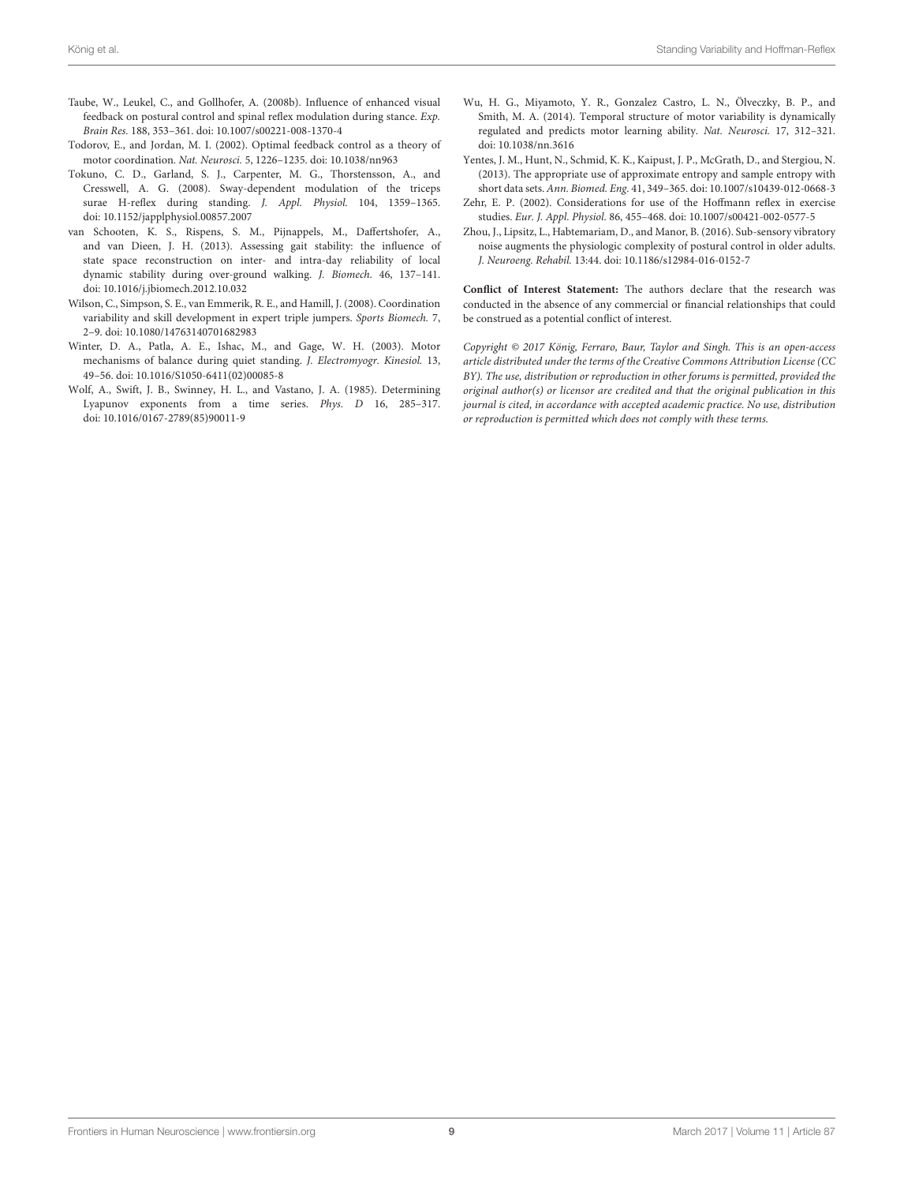Taube, W., Leukel, C., and Gollhofer, A. (2008b). Influence of enhanced visual feedback on postural control and spinal reflex modulation during stance. *Exp. Brain Res.* 188, 353–361. doi: 10.1007/s00221-008-1370-4

Todorov, E., and Jordan, M. I. (2002). Optimal feedback control as a theory of motor coordination. *Nat. Neurosci.* 5, 1226–1235. doi: 10.1038/nn963

Tokuno, C. D., Garland, S. J., Carpenter, M. G., Thorstensson, A., and Cresswell, A. G. (2008). Sway-dependent modulation of the triceps surae H-reflex during standing. *J. Appl. Physiol.* 104, 1359–1365. doi: 10.1152/japplphysiol.00857.2007

van Schooten, K. S., Rispens, S. M., Pijnappels, M., Daffertshofer, A., and van Dieen, J. H. (2013). Assessing gait stability: the influence of state space reconstruction on inter- and intra-day reliability of local dynamic stability during over-ground walking. *J. Biomech.* 46, 137–141. doi: 10.1016/j.jbiomech.2012.10.032

Wilson, C., Simpson, S. E., van Emmerik, R. E., and Hamill, J. (2008). Coordination variability and skill development in expert triple jumpers. *Sports Biomech.* 7, 2–9. doi: 10.1080/14763140701682983

Winter, D. A., Patla, A. E., Ishac, M., and Gage, W. H. (2003). Motor mechanisms of balance during quiet standing. *J. Electromyogr. Kinesiol.* 13, 49–56. doi: 10.1016/S1050-6411(02)00085-8

Wolf, A., Swift, J. B., Swinney, H. L., and Vastano, J. A. (1985). Determining Lyapunov exponents from a time series. *Phys. D* 16, 285–317. doi: 10.1016/0167-2789(85)90011-9

Wu, H. G., Miyamoto, Y. R., Gonzalez Castro, L. N., Ölveczky, B. P., and Smith, M. A. (2014). Temporal structure of motor variability is dynamically regulated and predicts motor learning ability. *Nat. Neurosci.* 17, 312–321. doi: 10.1038/nn.3616

Yentes, J. M., Hunt, N., Schmid, K. K., Kaipust, J. P., McGrath, D., and Stergiou, N. (2013). The appropriate use of approximate entropy and sample entropy with short data sets. *Ann. Biomed. Eng.* 41, 349–365. doi: 10.1007/s10439-012-0668-3

Zehr, E. P. (2002). Considerations for use of the Hoffmann reflex in exercise studies. *Eur. J. Appl. Physiol.* 86, 455–468. doi: 10.1007/s00421-002-0577-5

Zhou, J., Lipsitz, L., Habtemariam, D., and Manor, B. (2016). Sub-sensory vibratory noise augments the physiologic complexity of postural control in older adults. *J. Neuroeng. Rehabil.* 13:44. doi: 10.1186/s12984-016-0152-7

**Conflict of Interest Statement:** The authors declare that the research was conducted in the absence of any commercial or financial relationships that could be construed as a potential conflict of interest.

*Copyright © 2017 König, Ferraro, Baur, Taylor and Singh. This is an open-access article distributed under the terms of the Creative Commons Attribution License (CC BY). The use, distribution or reproduction in other forums is permitted, provided the original author(s) or licensor are credited and that the original publication in this journal is cited, in accordance with accepted academic practice. No use, distribution or reproduction is permitted which does not comply with these terms.*